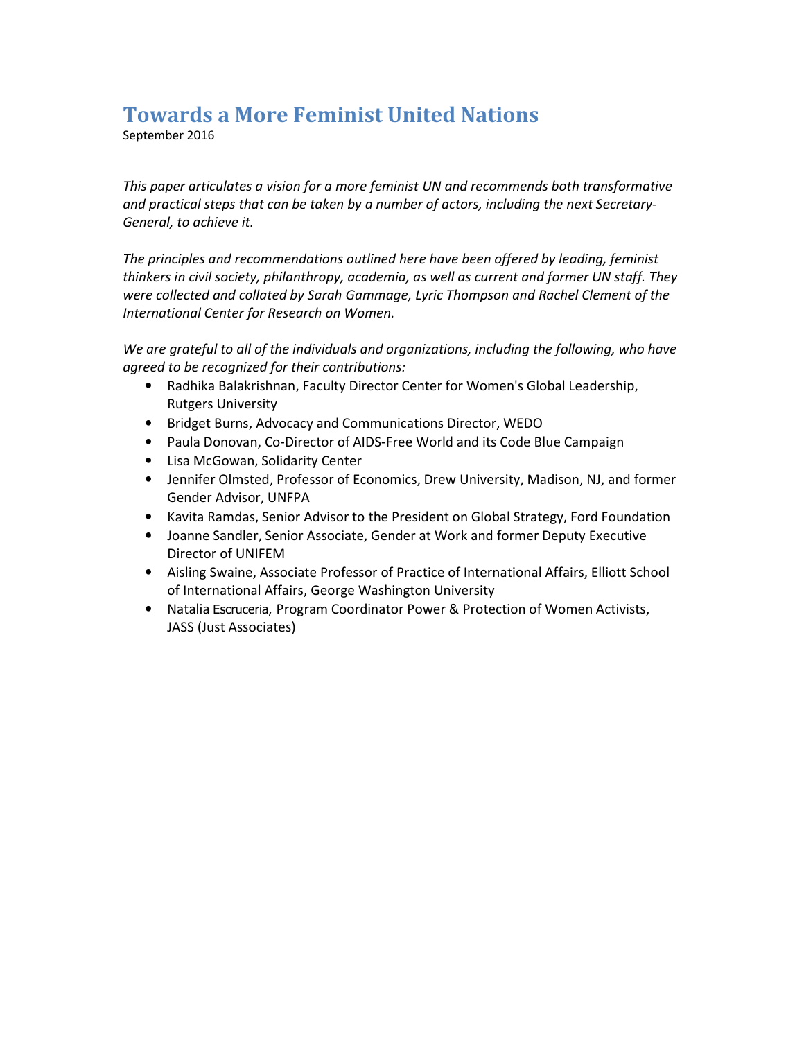# Towards a More Feminist United Nations

September 2016

*This paper articulates a vision for a more feminist UN and recommends both transformative and practical steps that can be taken by a number of actors, including the next Secretary-General, to achieve it.*

*The principles and recommendations outlined here have been offered by leading, feminist thinkers in civil society, philanthropy, academia, as well as current and former UN staff. They were collected and collated by Sarah Gammage, Lyric Thompson and Rachel Clement of the International Center for Research on Women.*

*We are grateful to all of the individuals and organizations, including the following, who have agreed to be recognized for their contributions:*

- Radhika Balakrishnan, Faculty Director Center for Women's Global Leadership, Rutgers University
- Bridget Burns, Advocacy and Communications Director, WEDO
- Paula Donovan, Co-Director of AIDS-Free World and its Code Blue Campaign
- Lisa McGowan, Solidarity Center
- Jennifer Olmsted, Professor of Economics, Drew University, Madison, NJ, and former Gender Advisor, UNFPA
- Kavita Ramdas, Senior Advisor to the President on Global Strategy, Ford Foundation
- Joanne Sandler, Senior Associate, Gender at Work and former Deputy Executive Director of UNIFEM
- Aisling Swaine, Associate Professor of Practice of International Affairs, Elliott School of International Affairs, George Washington University
- Natalia Escruceria, Program Coordinator Power & Protection of Women Activists, JASS (Just Associates)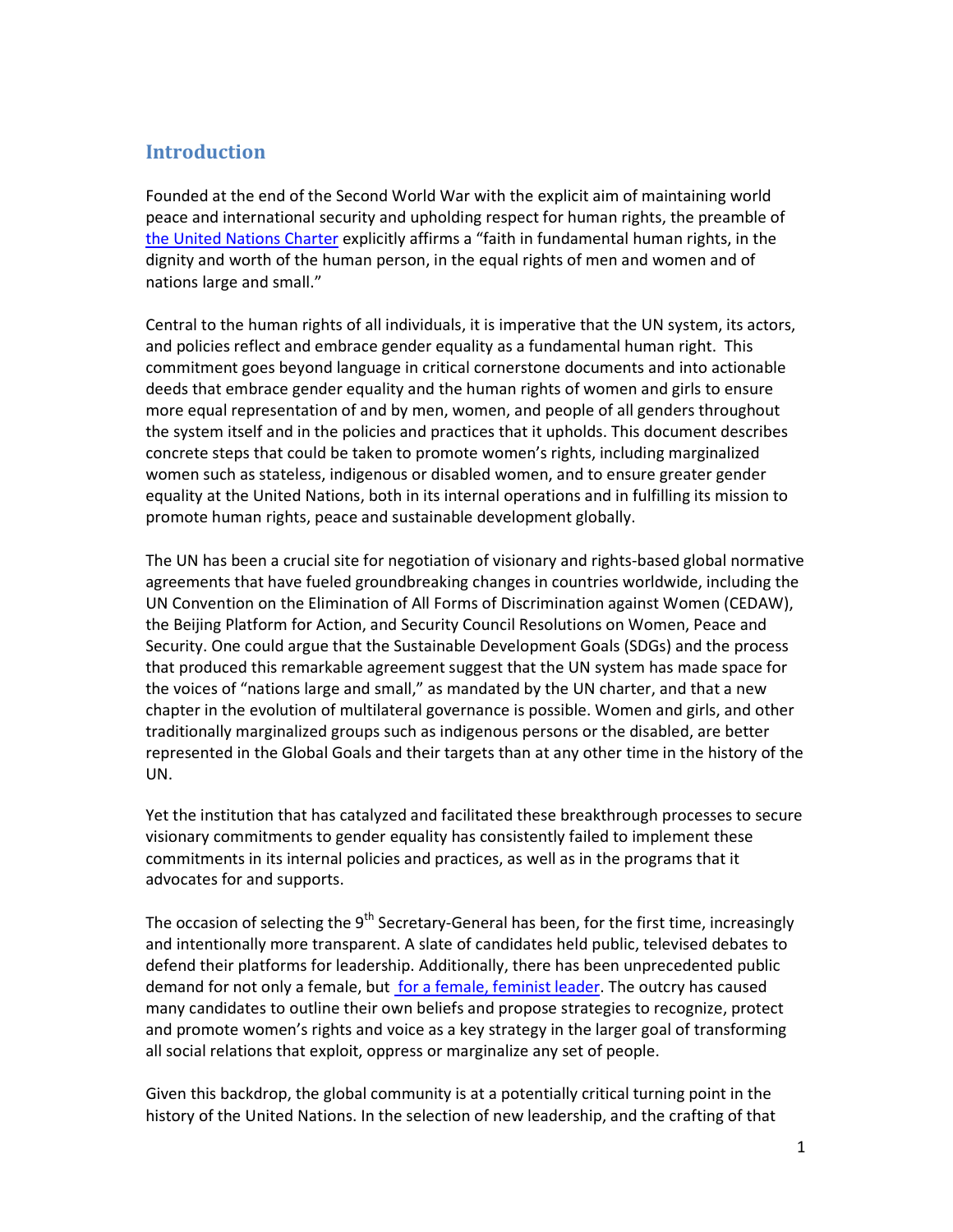## Introduction

Founded at the end of the Second World War with the explicit aim of maintaining world peace and international security and upholding respect for human rights, the preamble of the United Nations Charter explicitly affirms a "faith in fundamental human rights, in the dignity and worth of the human person, in the equal rights of men and women and of nations large and small."

Central to the human rights of all individuals, it is imperative that the UN system, its actors, and policies reflect and embrace gender equality as a fundamental human right. This commitment goes beyond language in critical cornerstone documents and into actionable deeds that embrace gender equality and the human rights of women and girls to ensure more equal representation of and by men, women, and people of all genders throughout the system itself and in the policies and practices that it upholds. This document describes concrete steps that could be taken to promote women's rights, including marginalized women such as stateless, indigenous or disabled women, and to ensure greater gender equality at the United Nations, both in its internal operations and in fulfilling its mission to promote human rights, peace and sustainable development globally.

The UN has been a crucial site for negotiation of visionary and rights-based global normative agreements that have fueled groundbreaking changes in countries worldwide, including the UN Convention on the Elimination of All Forms of Discrimination against Women (CEDAW), the Beijing Platform for Action, and Security Council Resolutions on Women, Peace and Security. One could argue that the Sustainable Development Goals (SDGs) and the process that produced this remarkable agreement suggest that the UN system has made space for the voices of "nations large and small," as mandated by the UN charter, and that a new chapter in the evolution of multilateral governance is possible. Women and girls, and other traditionally marginalized groups such as indigenous persons or the disabled, are better represented in the Global Goals and their targets than at any other time in the history of the UN.

Yet the institution that has catalyzed and facilitated these breakthrough processes to secure visionary commitments to gender equality has consistently failed to implement these commitments in its internal policies and practices, as well as in the programs that it advocates for and supports.

The occasion of selecting the 9th Secretary-General has been, for the first time, increasingly and intentionally more transparent. A slate of candidates held public, televised debates to defend their platforms for leadership. Additionally, there has been unprecedented public demand for not only a female, but for a female, feminist leader. The outcry has caused many candidates to outline their own beliefs and propose strategies to recognize, protect and promote women's rights and voice as a key strategy in the larger goal of transforming all social relations that exploit, oppress or marginalize any set of people.

Given this backdrop, the global community is at a potentially critical turning point in the history of the United Nations. In the selection of new leadership, and the crafting of that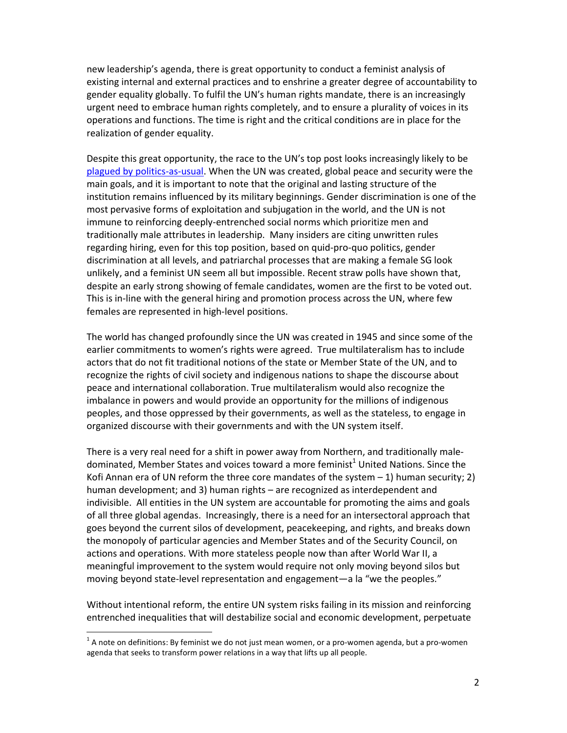new leadership's agenda, there is great opportunity to conduct a feminist analysis of existing internal and external practices and to enshrine a greater degree of accountability to gender equality globally. To fulfil the UN's human rights mandate, there is an increasingly urgent need to embrace human rights completely, and to ensure a plurality of voices in its operations and functions. The time is right and the critical conditions are in place for the realization of gender equality.

Despite this great opportunity, the race to the UN's top post looks increasingly likely to be [plagued by politics-as-usual](). When the UN was created, global peace and security were the main goals, and it is important to note that the original and lasting structure of the institution remains influenced by its military beginnings. Gender discrimination is one of the most pervasive forms of exploitation and subjugation in the world, and the UN is not immune to reinforcing deeply-entrenched social norms which prioritize men and traditionally male attributes in leadership. Many insiders are citing unwritten rules regarding hiring, even for this top position, based on quid-pro-quo politics, gender discrimination at all levels, and patriarchal processes that are making a female SG look unlikely, and a feminist UN seem all but impossible. Recent straw polls have shown that, despite an early strong showing of female candidates, women are the first to be voted out. This is in-line with the general hiring and promotion process across the UN, where few females are represented in high-level positions.

The world has changed profoundly since the UN was created in 1945 and since some of the earlier commitments to women's rights were agreed. True multilateralism has to include actors that do not fit traditional notions of the state or Member State of the UN, and to recognize the rights of civil society and indigenous nations to shape the discourse about peace and international collaboration. True multilateralism would also recognize the imbalance in powers and would provide an opportunity for the millions of indigenous peoples, and those oppressed by their governments, as well as the stateless, to engage in organized discourse with their governments and with the UN system itself.

There is a very real need for a shift in power away from Northern, and traditionally male-dominated, Member States and voices toward a more feminist[1] United Nations. Since the Kofi Annan era of UN reform the three core mandates of the system – 1) human security; 2) human development; and 3) human rights – are recognized as interdependent and indivisible. All entities in the UN system are accountable for promoting the aims and goals of all three global agendas. Increasingly, there is a need for an intersectoral approach that goes beyond the current silos of development, peacekeeping, and rights, and breaks down the monopoly of particular agencies and Member States and of the Security Council, on actions and operations. With more stateless people now than after World War II, a meaningful improvement to the system would require not only moving beyond silos but moving beyond state-level representation and engagement—a la "we the peoples."

Without intentional reform, the entire UN system risks failing in its mission and reinforcing entrenched inequalities that will destabilize social and economic development, perpetuate

---

[1] A note on definitions: By feminist we do not just mean women, or a pro-women agenda, but a pro-women agenda that seeks to transform power relations in a way that lifts up all people.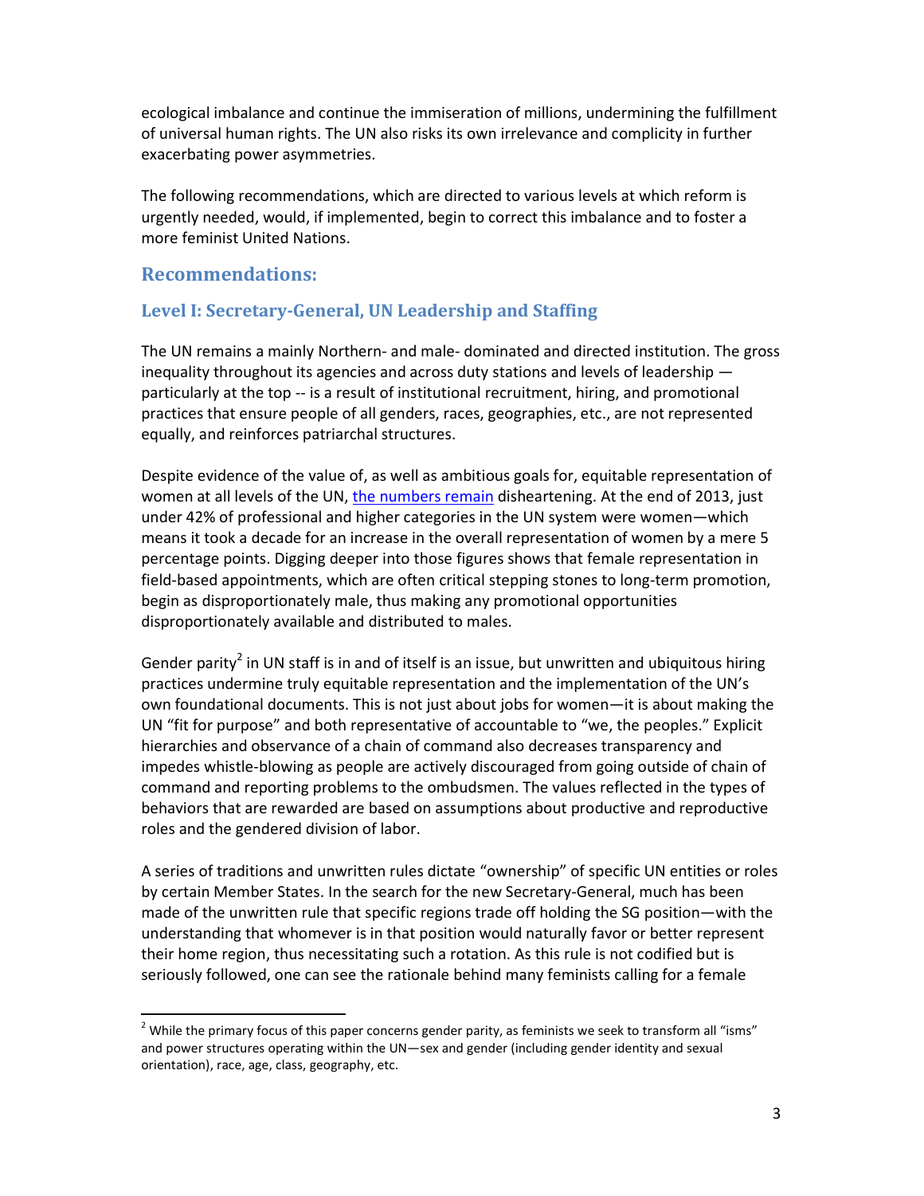ecological imbalance and continue the immiseration of millions, undermining the fulfillment of universal human rights. The UN also risks its own irrelevance and complicity in further exacerbating power asymmetries.

The following recommendations, which are directed to various levels at which reform is urgently needed, would, if implemented, begin to correct this imbalance and to foster a more feminist United Nations.

## Recommendations:

### Level I: Secretary-General, UN Leadership and Staffing

The UN remains a mainly Northern- and male- dominated and directed institution. The gross inequality throughout its agencies and across duty stations and levels of leadership — particularly at the top -- is a result of institutional recruitment, hiring, and promotional practices that ensure people of all genders, races, geographies, etc., are not represented equally, and reinforces patriarchal structures.

Despite evidence of the value of, as well as ambitious goals for, equitable representation of women at all levels of the UN, the numbers remain disheartening. At the end of 2013, just under 42% of professional and higher categories in the UN system were women—which means it took a decade for an increase in the overall representation of women by a mere 5 percentage points. Digging deeper into those figures shows that female representation in field-based appointments, which are often critical stepping stones to long-term promotion, begin as disproportionately male, thus making any promotional opportunities disproportionately available and distributed to males.

Gender parity[2] in UN staff is in and of itself is an issue, but unwritten and ubiquitous hiring practices undermine truly equitable representation and the implementation of the UN's own foundational documents. This is not just about jobs for women—it is about making the UN "fit for purpose" and both representative of accountable to "we, the peoples." Explicit hierarchies and observance of a chain of command also decreases transparency and impedes whistle-blowing as people are actively discouraged from going outside of chain of command and reporting problems to the ombudsmen. The values reflected in the types of behaviors that are rewarded are based on assumptions about productive and reproductive roles and the gendered division of labor.

A series of traditions and unwritten rules dictate "ownership" of specific UN entities or roles by certain Member States. In the search for the new Secretary-General, much has been made of the unwritten rule that specific regions trade off holding the SG position—with the understanding that whomever is in that position would naturally favor or better represent their home region, thus necessitating such a rotation. As this rule is not codified but is seriously followed, one can see the rationale behind many feminists calling for a female

[2] While the primary focus of this paper concerns gender parity, as feminists we seek to transform all "isms" and power structures operating within the UN—sex and gender (including gender identity and sexual orientation), race, age, class, geography, etc.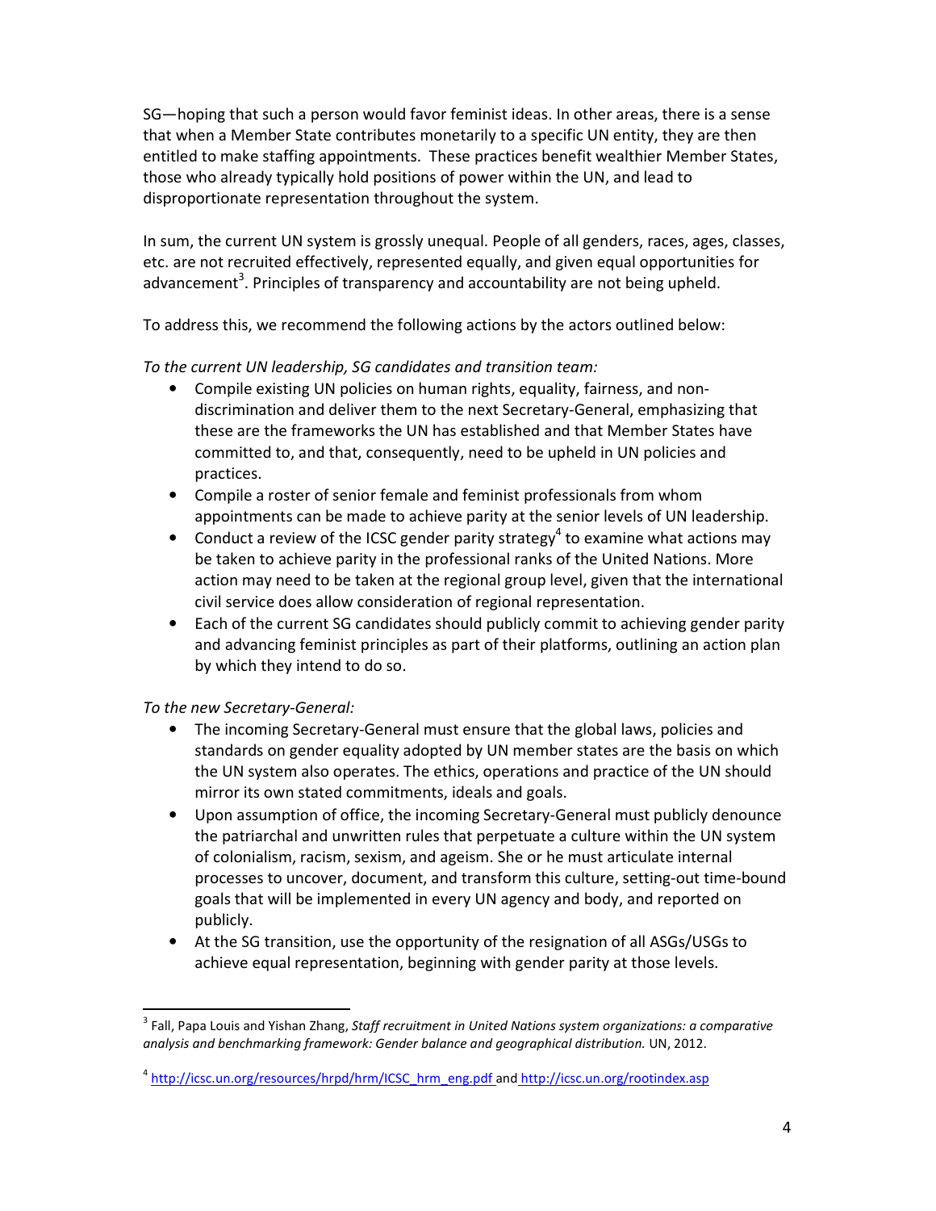SG—hoping that such a person would favor feminist ideas. In other areas, there is a sense that when a Member State contributes monetarily to a specific UN entity, they are then entitled to make staffing appointments. These practices benefit wealthier Member States, those who already typically hold positions of power within the UN, and lead to disproportionate representation throughout the system.

In sum, the current UN system is grossly unequal. People of all genders, races, ages, classes, etc. are not recruited effectively, represented equally, and given equal opportunities for advancement[3]. Principles of transparency and accountability are not being upheld.

To address this, we recommend the following actions by the actors outlined below:

*To the current UN leadership, SG candidates and transition team:*

- Compile existing UN policies on human rights, equality, fairness, and non-discrimination and deliver them to the next Secretary-General, emphasizing that these are the frameworks the UN has established and that Member States have committed to, and that, consequently, need to be upheld in UN policies and practices.
- Compile a roster of senior female and feminist professionals from whom appointments can be made to achieve parity at the senior levels of UN leadership.
- Conduct a review of the ICSC gender parity strategy[4] to examine what actions may be taken to achieve parity in the professional ranks of the United Nations. More action may need to be taken at the regional group level, given that the international civil service does allow consideration of regional representation.
- Each of the current SG candidates should publicly commit to achieving gender parity and advancing feminist principles as part of their platforms, outlining an action plan by which they intend to do so.

*To the new Secretary-General:*

- The incoming Secretary-General must ensure that the global laws, policies and standards on gender equality adopted by UN member states are the basis on which the UN system also operates. The ethics, operations and practice of the UN should mirror its own stated commitments, ideals and goals.
- Upon assumption of office, the incoming Secretary-General must publicly denounce the patriarchal and unwritten rules that perpetuate a culture within the UN system of colonialism, racism, sexism, and ageism. She or he must articulate internal processes to uncover, document, and transform this culture, setting-out time-bound goals that will be implemented in every UN agency and body, and reported on publicly.
- At the SG transition, use the opportunity of the resignation of all ASGs/USGs to achieve equal representation, beginning with gender parity at those levels.

---

[3] Fall, Papa Louis and Yishan Zhang, *Staff recruitment in United Nations system organizations: a comparative analysis and benchmarking framework: Gender balance and geographical distribution.* UN, 2012.

[4] http://icsc.un.org/resources/hrpd/hrm/ICSC_hrm_eng.pdf and http://icsc.un.org/rootindex.asp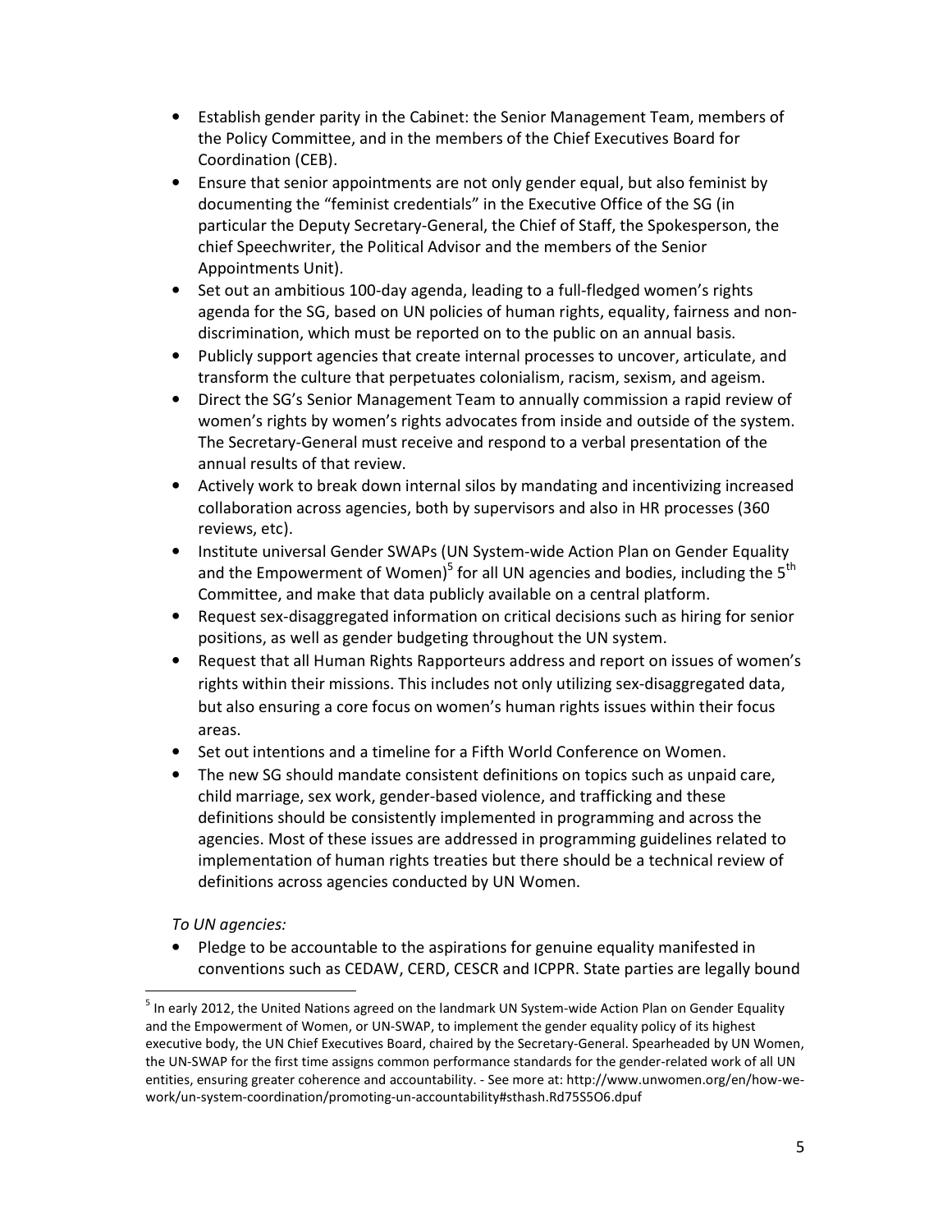- Establish gender parity in the Cabinet: the Senior Management Team, members of the Policy Committee, and in the members of the Chief Executives Board for Coordination (CEB).
- Ensure that senior appointments are not only gender equal, but also feminist by documenting the "feminist credentials" in the Executive Office of the SG (in particular the Deputy Secretary-General, the Chief of Staff, the Spokesperson, the chief Speechwriter, the Political Advisor and the members of the Senior Appointments Unit).
- Set out an ambitious 100-day agenda, leading to a full-fledged women's rights agenda for the SG, based on UN policies of human rights, equality, fairness and non-discrimination, which must be reported on to the public on an annual basis.
- Publicly support agencies that create internal processes to uncover, articulate, and transform the culture that perpetuates colonialism, racism, sexism, and ageism.
- Direct the SG's Senior Management Team to annually commission a rapid review of women's rights by women's rights advocates from inside and outside of the system. The Secretary-General must receive and respond to a verbal presentation of the annual results of that review.
- Actively work to break down internal silos by mandating and incentivizing increased collaboration across agencies, both by supervisors and also in HR processes (360 reviews, etc).
- Institute universal Gender SWAPs (UN System-wide Action Plan on Gender Equality and the Empowerment of Women)[5] for all UN agencies and bodies, including the 5th Committee, and make that data publicly available on a central platform.
- Request sex-disaggregated information on critical decisions such as hiring for senior positions, as well as gender budgeting throughout the UN system.
- Request that all Human Rights Rapporteurs address and report on issues of women's rights within their missions. This includes not only utilizing sex-disaggregated data, but also ensuring a core focus on women's human rights issues within their focus areas.
- Set out intentions and a timeline for a Fifth World Conference on Women.
- The new SG should mandate consistent definitions on topics such as unpaid care, child marriage, sex work, gender-based violence, and trafficking and these definitions should be consistently implemented in programming and across the agencies. Most of these issues are addressed in programming guidelines related to implementation of human rights treaties but there should be a technical review of definitions across agencies conducted by UN Women.

*To UN agencies:*

- Pledge to be accountable to the aspirations for genuine equality manifested in conventions such as CEDAW, CERD, CESCR and ICPPR. State parties are legally bound

[5] In early 2012, the United Nations agreed on the landmark UN System-wide Action Plan on Gender Equality and the Empowerment of Women, or UN-SWAP, to implement the gender equality policy of its highest executive body, the UN Chief Executives Board, chaired by the Secretary-General. Spearheaded by UN Women, the UN-SWAP for the first time assigns common performance standards for the gender-related work of all UN entities, ensuring greater coherence and accountability. - See more at: http://www.unwomen.org/en/how-we-work/un-system-coordination/promoting-un-accountability#sthash.Rd75S5O6.dpuf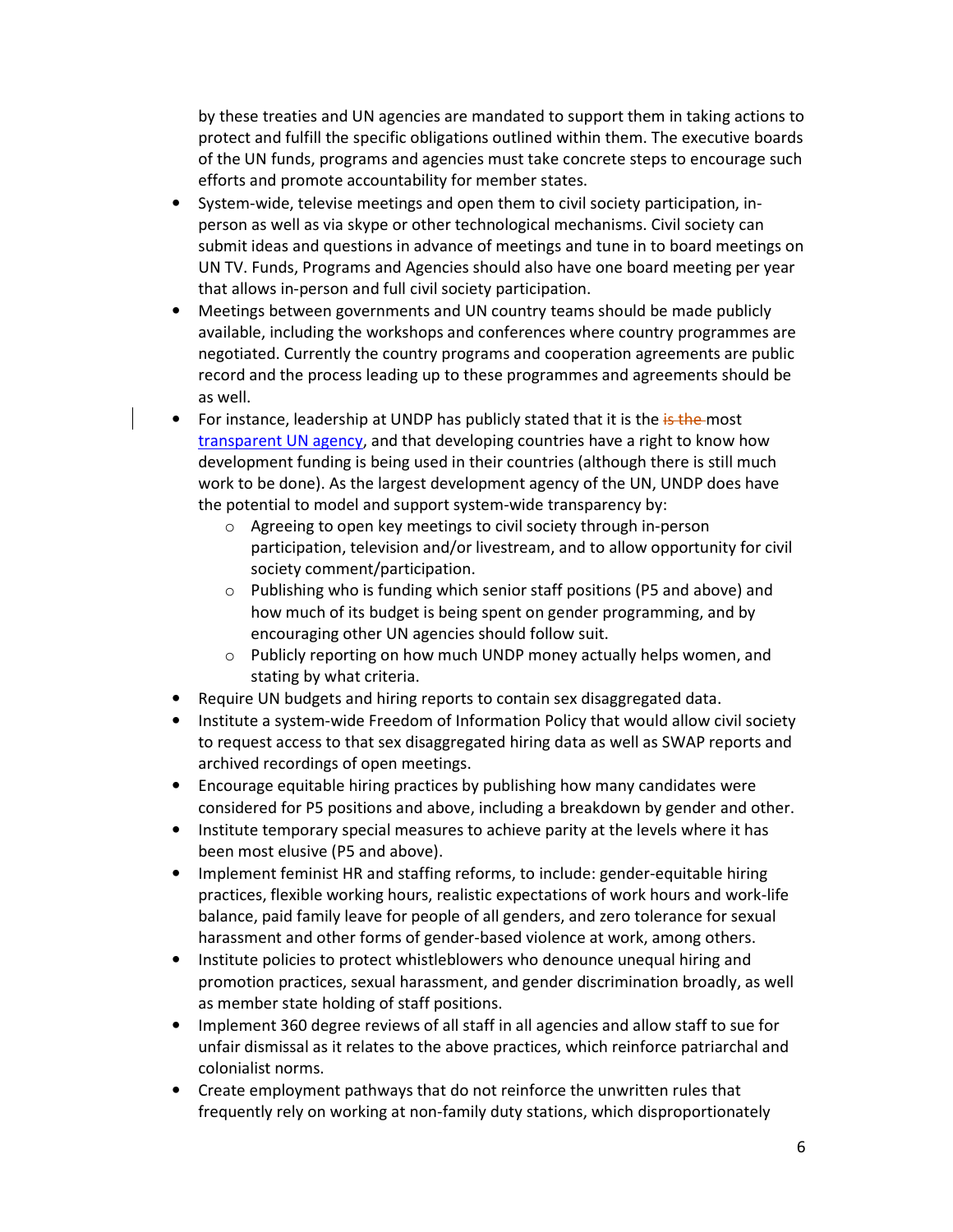by these treaties and UN agencies are mandated to support them in taking actions to protect and fulfill the specific obligations outlined within them. The executive boards of the UN funds, programs and agencies must take concrete steps to encourage such efforts and promote accountability for member states.

- System-wide, televise meetings and open them to civil society participation, in-person as well as via skype or other technological mechanisms. Civil society can submit ideas and questions in advance of meetings and tune in to board meetings on UN TV. Funds, Programs and Agencies should also have one board meeting per year that allows in-person and full civil society participation.
- Meetings between governments and UN country teams should be made publicly available, including the workshops and conferences where country programmes are negotiated. Currently the country programs and cooperation agreements are public record and the process leading up to these programmes and agreements should be as well.
- For instance, leadership at UNDP has publicly stated that it is the ~~is the~~ most [transparent UN agency](), and that developing countries have a right to know how development funding is being used in their countries (although there is still much work to be done). As the largest development agency of the UN, UNDP does have the potential to model and support system-wide transparency by:
  - Agreeing to open key meetings to civil society through in-person participation, television and/or livestream, and to allow opportunity for civil society comment/participation.
  - Publishing who is funding which senior staff positions (P5 and above) and how much of its budget is being spent on gender programming, and by encouraging other UN agencies should follow suit.
  - Publicly reporting on how much UNDP money actually helps women, and stating by what criteria.
- Require UN budgets and hiring reports to contain sex disaggregated data.
- Institute a system-wide Freedom of Information Policy that would allow civil society to request access to that sex disaggregated hiring data as well as SWAP reports and archived recordings of open meetings.
- Encourage equitable hiring practices by publishing how many candidates were considered for P5 positions and above, including a breakdown by gender and other.
- Institute temporary special measures to achieve parity at the levels where it has been most elusive (P5 and above).
- Implement feminist HR and staffing reforms, to include: gender-equitable hiring practices, flexible working hours, realistic expectations of work hours and work-life balance, paid family leave for people of all genders, and zero tolerance for sexual harassment and other forms of gender-based violence at work, among others.
- Institute policies to protect whistleblowers who denounce unequal hiring and promotion practices, sexual harassment, and gender discrimination broadly, as well as member state holding of staff positions.
- Implement 360 degree reviews of all staff in all agencies and allow staff to sue for unfair dismissal as it relates to the above practices, which reinforce patriarchal and colonialist norms.
- Create employment pathways that do not reinforce the unwritten rules that frequently rely on working at non-family duty stations, which disproportionately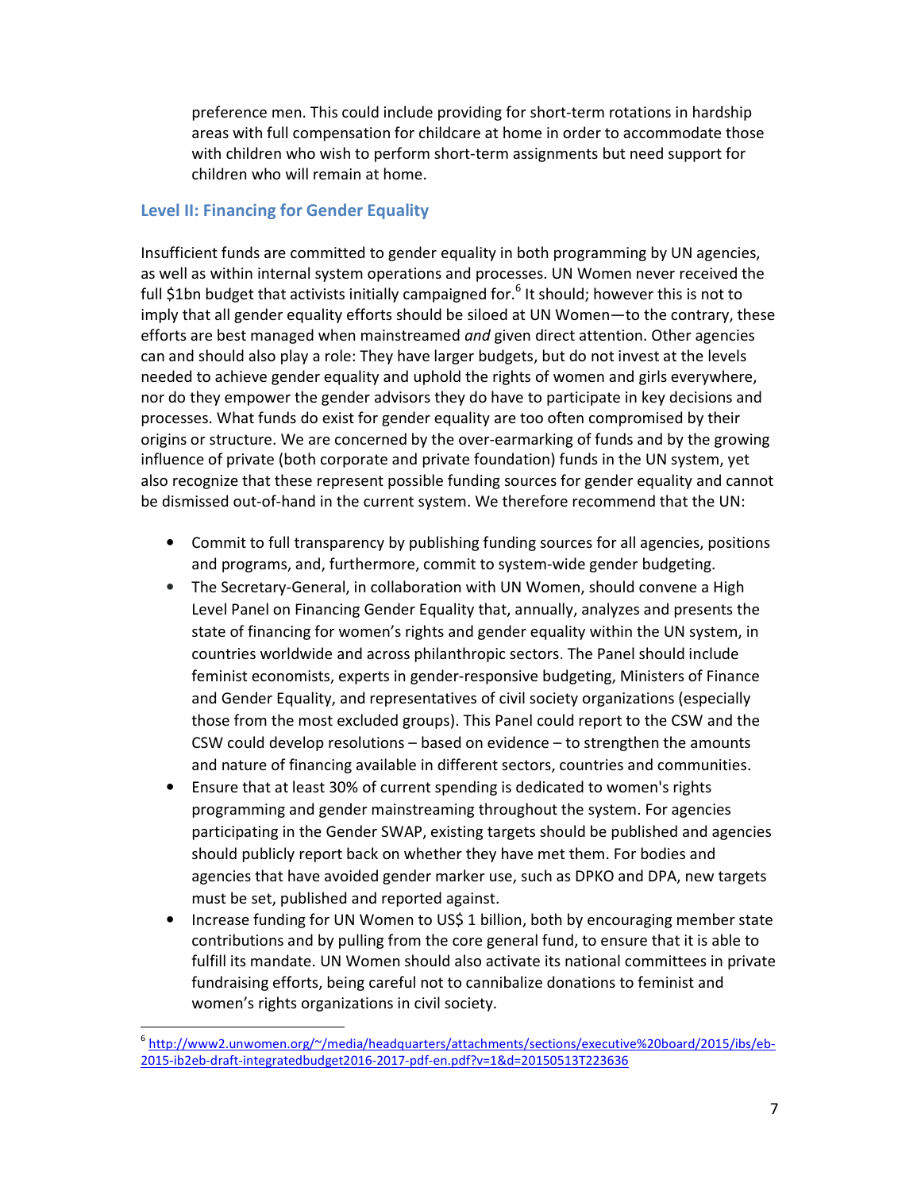preference men. This could include providing for short-term rotations in hardship areas with full compensation for childcare at home in order to accommodate those with children who wish to perform short-term assignments but need support for children who will remain at home.

### Level II: Financing for Gender Equality

Insufficient funds are committed to gender equality in both programming by UN agencies, as well as within internal system operations and processes. UN Women never received the full $1bn budget that activists initially campaigned for.[6] It should; however this is not to imply that all gender equality efforts should be siloed at UN Women—to the contrary, these efforts are best managed when mainstreamed *and* given direct attention. Other agencies can and should also play a role: They have larger budgets, but do not invest at the levels needed to achieve gender equality and uphold the rights of women and girls everywhere, nor do they empower the gender advisors they do have to participate in key decisions and processes. What funds do exist for gender equality are too often compromised by their origins or structure. We are concerned by the over-earmarking of funds and by the growing influence of private (both corporate and private foundation) funds in the UN system, yet also recognize that these represent possible funding sources for gender equality and cannot be dismissed out-of-hand in the current system. We therefore recommend that the UN:

- Commit to full transparency by publishing funding sources for all agencies, positions and programs, and, furthermore, commit to system-wide gender budgeting.
- The Secretary-General, in collaboration with UN Women, should convene a High Level Panel on Financing Gender Equality that, annually, analyzes and presents the state of financing for women's rights and gender equality within the UN system, in countries worldwide and across philanthropic sectors. The Panel should include feminist economists, experts in gender-responsive budgeting, Ministers of Finance and Gender Equality, and representatives of civil society organizations (especially those from the most excluded groups). This Panel could report to the CSW and the CSW could develop resolutions – based on evidence – to strengthen the amounts and nature of financing available in different sectors, countries and communities.
- Ensure that at least 30% of current spending is dedicated to women's rights programming and gender mainstreaming throughout the system. For agencies participating in the Gender SWAP, existing targets should be published and agencies should publicly report back on whether they have met them. For bodies and agencies that have avoided gender marker use, such as DPKO and DPA, new targets must be set, published and reported against.
- Increase funding for UN Women to US$ 1 billion, both by encouraging member state contributions and by pulling from the core general fund, to ensure that it is able to fulfill its mandate. UN Women should also activate its national committees in private fundraising efforts, being careful not to cannibalize donations to feminist and women's rights organizations in civil society.

---

[6] http://www2.unwomen.org/~/media/headquarters/attachments/sections/executive%20board/2015/ibs/eb-2015-ib2eb-draft-integratedbudget2016-2017-pdf-en.pdf?v=1&d=20150513T223636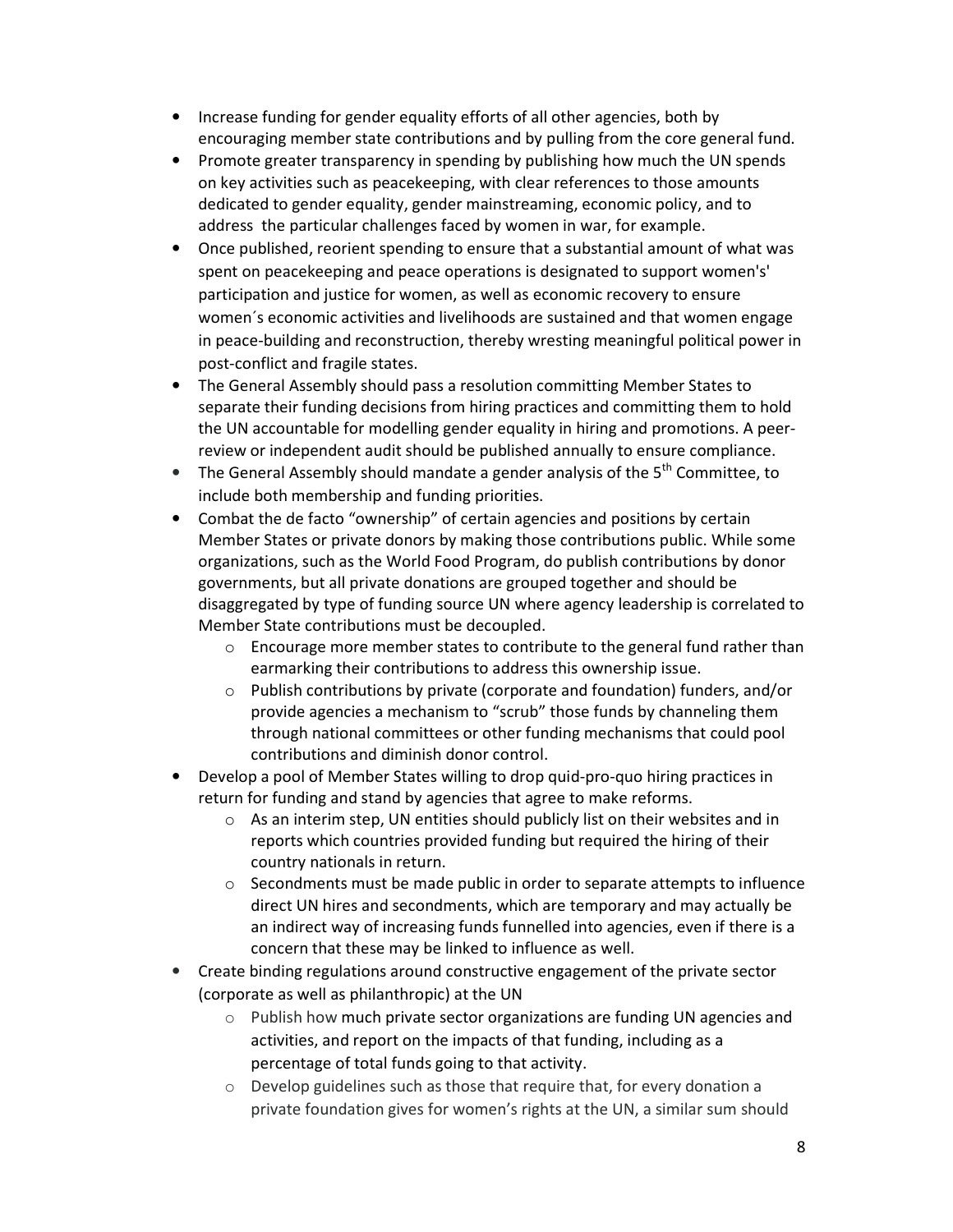- Increase funding for gender equality efforts of all other agencies, both by encouraging member state contributions and by pulling from the core general fund.
- Promote greater transparency in spending by publishing how much the UN spends on key activities such as peacekeeping, with clear references to those amounts dedicated to gender equality, gender mainstreaming, economic policy, and to address the particular challenges faced by women in war, for example.
- Once published, reorient spending to ensure that a substantial amount of what was spent on peacekeeping and peace operations is designated to support women's' participation and justice for women, as well as economic recovery to ensure women´s economic activities and livelihoods are sustained and that women engage in peace-building and reconstruction, thereby wresting meaningful political power in post-conflict and fragile states.
- The General Assembly should pass a resolution committing Member States to separate their funding decisions from hiring practices and committing them to hold the UN accountable for modelling gender equality in hiring and promotions. A peer-review or independent audit should be published annually to ensure compliance.
- The General Assembly should mandate a gender analysis of the 5th Committee, to include both membership and funding priorities.
- Combat the de facto "ownership" of certain agencies and positions by certain Member States or private donors by making those contributions public. While some organizations, such as the World Food Program, do publish contributions by donor governments, but all private donations are grouped together and should be disaggregated by type of funding source UN where agency leadership is correlated to Member State contributions must be decoupled.
  - Encourage more member states to contribute to the general fund rather than earmarking their contributions to address this ownership issue.
  - Publish contributions by private (corporate and foundation) funders, and/or provide agencies a mechanism to "scrub" those funds by channeling them through national committees or other funding mechanisms that could pool contributions and diminish donor control.
- Develop a pool of Member States willing to drop quid-pro-quo hiring practices in return for funding and stand by agencies that agree to make reforms.
  - As an interim step, UN entities should publicly list on their websites and in reports which countries provided funding but required the hiring of their country nationals in return.
  - Secondments must be made public in order to separate attempts to influence direct UN hires and secondments, which are temporary and may actually be an indirect way of increasing funds funnelled into agencies, even if there is a concern that these may be linked to influence as well.
- Create binding regulations around constructive engagement of the private sector (corporate as well as philanthropic) at the UN
  - Publish how much private sector organizations are funding UN agencies and activities, and report on the impacts of that funding, including as a percentage of total funds going to that activity.
  - Develop guidelines such as those that require that, for every donation a private foundation gives for women's rights at the UN, a similar sum should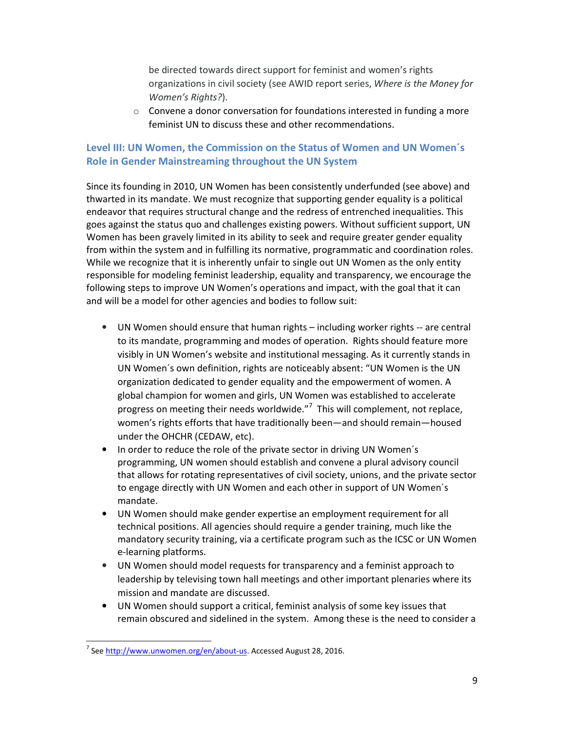be directed towards direct support for feminist and women's rights organizations in civil society (see AWID report series, *Where is the Money for Women's Rights?*).

- Convene a donor conversation for foundations interested in funding a more feminist UN to discuss these and other recommendations.

### Level III: UN Women, the Commission on the Status of Women and UN Women´s Role in Gender Mainstreaming throughout the UN System

Since its founding in 2010, UN Women has been consistently underfunded (see above) and thwarted in its mandate. We must recognize that supporting gender equality is a political endeavor that requires structural change and the redress of entrenched inequalities. This goes against the status quo and challenges existing powers. Without sufficient support, UN Women has been gravely limited in its ability to seek and require greater gender equality from within the system and in fulfilling its normative, programmatic and coordination roles. While we recognize that it is inherently unfair to single out UN Women as the only entity responsible for modeling feminist leadership, equality and transparency, we encourage the following steps to improve UN Women's operations and impact, with the goal that it can and will be a model for other agencies and bodies to follow suit:

- UN Women should ensure that human rights – including worker rights -- are central to its mandate, programming and modes of operation. Rights should feature more visibly in UN Women's website and institutional messaging. As it currently stands in UN Women´s own definition, rights are noticeably absent: "UN Women is the UN organization dedicated to gender equality and the empowerment of women. A global champion for women and girls, UN Women was established to accelerate progress on meeting their needs worldwide."[7] This will complement, not replace, women's rights efforts that have traditionally been—and should remain—housed under the OHCHR (CEDAW, etc).
- In order to reduce the role of the private sector in driving UN Women´s programming, UN women should establish and convene a plural advisory council that allows for rotating representatives of civil society, unions, and the private sector to engage directly with UN Women and each other in support of UN Women´s mandate.
- UN Women should make gender expertise an employment requirement for all technical positions. All agencies should require a gender training, much like the mandatory security training, via a certificate program such as the ICSC or UN Women e-learning platforms.
- UN Women should model requests for transparency and a feminist approach to leadership by televising town hall meetings and other important plenaries where its mission and mandate are discussed.
- UN Women should support a critical, feminist analysis of some key issues that remain obscured and sidelined in the system. Among these is the need to consider a

[7] See http://www.unwomen.org/en/about-us. Accessed August 28, 2016.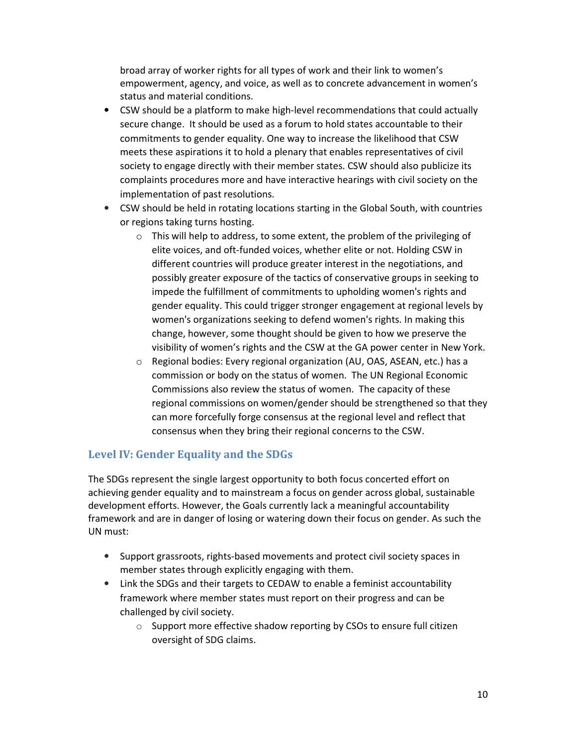broad array of worker rights for all types of work and their link to women's empowerment, agency, and voice, as well as to concrete advancement in women's status and material conditions.

- CSW should be a platform to make high-level recommendations that could actually secure change. It should be used as a forum to hold states accountable to their commitments to gender equality. One way to increase the likelihood that CSW meets these aspirations it to hold a plenary that enables representatives of civil society to engage directly with their member states. CSW should also publicize its complaints procedures more and have interactive hearings with civil society on the implementation of past resolutions.
- CSW should be held in rotating locations starting in the Global South, with countries or regions taking turns hosting.
  - This will help to address, to some extent, the problem of the privileging of elite voices, and oft-funded voices, whether elite or not. Holding CSW in different countries will produce greater interest in the negotiations, and possibly greater exposure of the tactics of conservative groups in seeking to impede the fulfillment of commitments to upholding women's rights and gender equality. This could trigger stronger engagement at regional levels by women's organizations seeking to defend women's rights. In making this change, however, some thought should be given to how we preserve the visibility of women's rights and the CSW at the GA power center in New York.
  - Regional bodies: Every regional organization (AU, OAS, ASEAN, etc.) has a commission or body on the status of women. The UN Regional Economic Commissions also review the status of women. The capacity of these regional commissions on women/gender should be strengthened so that they can more forcefully forge consensus at the regional level and reflect that consensus when they bring their regional concerns to the CSW.

## Level IV: Gender Equality and the SDGs

The SDGs represent the single largest opportunity to both focus concerted effort on achieving gender equality and to mainstream a focus on gender across global, sustainable development efforts. However, the Goals currently lack a meaningful accountability framework and are in danger of losing or watering down their focus on gender. As such the UN must:

- Support grassroots, rights-based movements and protect civil society spaces in member states through explicitly engaging with them.
- Link the SDGs and their targets to CEDAW to enable a feminist accountability framework where member states must report on their progress and can be challenged by civil society.
  - Support more effective shadow reporting by CSOs to ensure full citizen oversight of SDG claims.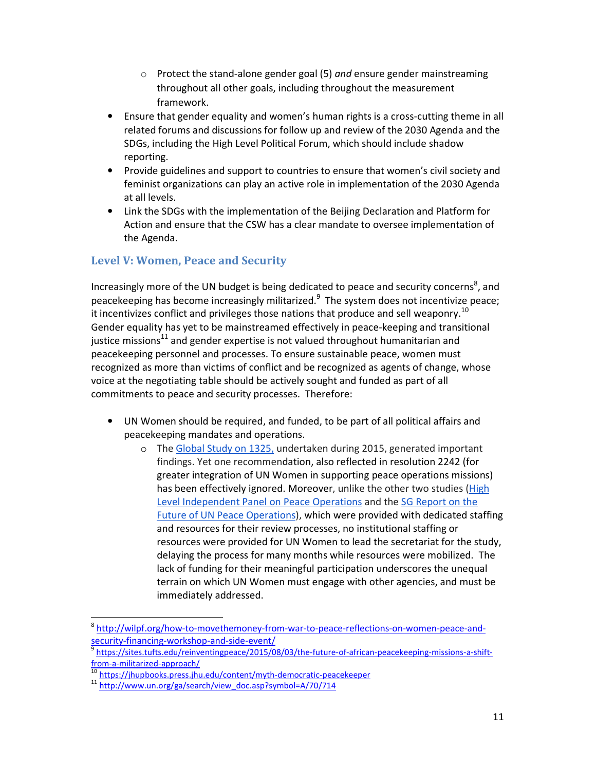- Protect the stand-alone gender goal (5) *and* ensure gender mainstreaming throughout all other goals, including throughout the measurement framework.
- Ensure that gender equality and women's human rights is a cross-cutting theme in all related forums and discussions for follow up and review of the 2030 Agenda and the SDGs, including the High Level Political Forum, which should include shadow reporting.
- Provide guidelines and support to countries to ensure that women's civil society and feminist organizations can play an active role in implementation of the 2030 Agenda at all levels.
- Link the SDGs with the implementation of the Beijing Declaration and Platform for Action and ensure that the CSW has a clear mandate to oversee implementation of the Agenda.

### Level V: Women, Peace and Security

Increasingly more of the UN budget is being dedicated to peace and security concerns[8], and peacekeeping has become increasingly militarized.[9] The system does not incentivize peace; it incentivizes conflict and privileges those nations that produce and sell weaponry.[10] Gender equality has yet to be mainstreamed effectively in peace-keeping and transitional justice missions[11] and gender expertise is not valued throughout humanitarian and peacekeeping personnel and processes. To ensure sustainable peace, women must recognized as more than victims of conflict and be recognized as agents of change, whose voice at the negotiating table should be actively sought and funded as part of all commitments to peace and security processes. Therefore:

- UN Women should be required, and funded, to be part of all political affairs and peacekeeping mandates and operations.
    - The [Global Study on 1325,]() undertaken during 2015, generated important findings. Yet one recommendation, also reflected in resolution 2242 (for greater integration of UN Women in supporting peace operations missions) has been effectively ignored. Moreover, unlike the other two studies ([High Level Independent Panel on Peace Operations]() and the [SG Report on the Future of UN Peace Operations]()), which were provided with dedicated staffing and resources for their review processes, no institutional staffing or resources were provided for UN Women to lead the secretariat for the study, delaying the process for many months while resources were mobilized. The lack of funding for their meaningful participation underscores the unequal terrain on which UN Women must engage with other agencies, and must be immediately addressed.

---

[8] http://wilpf.org/how-to-movethemoney-from-war-to-peace-reflections-on-women-peace-and-security-financing-workshop-and-side-event/

[9] https://sites.tufts.edu/reinventingpeace/2015/08/03/the-future-of-african-peacekeeping-missions-a-shift-from-a-militarized-approach/

[10] https://jhupbooks.press.jhu.edu/content/myth-democratic-peacekeeper

[11] http://www.un.org/ga/search/view_doc.asp?symbol=A/70/714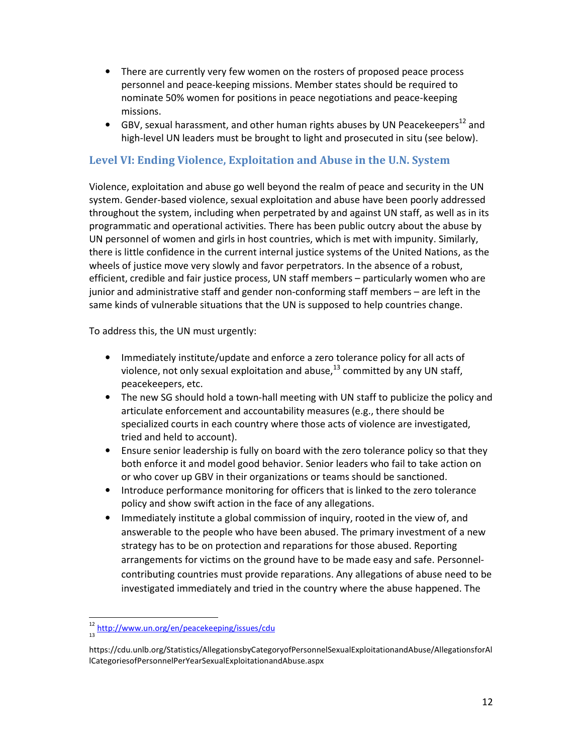- There are currently very few women on the rosters of proposed peace process personnel and peace-keeping missions. Member states should be required to nominate 50% women for positions in peace negotiations and peace-keeping missions.
- GBV, sexual harassment, and other human rights abuses by UN Peacekeepers[12] and high-level UN leaders must be brought to light and prosecuted in situ (see below).

## Level VI: Ending Violence, Exploitation and Abuse in the U.N. System

Violence, exploitation and abuse go well beyond the realm of peace and security in the UN system. Gender-based violence, sexual exploitation and abuse have been poorly addressed throughout the system, including when perpetrated by and against UN staff, as well as in its programmatic and operational activities. There has been public outcry about the abuse by UN personnel of women and girls in host countries, which is met with impunity. Similarly, there is little confidence in the current internal justice systems of the United Nations, as the wheels of justice move very slowly and favor perpetrators. In the absence of a robust, efficient, credible and fair justice process, UN staff members – particularly women who are junior and administrative staff and gender non-conforming staff members – are left in the same kinds of vulnerable situations that the UN is supposed to help countries change.

To address this, the UN must urgently:

- Immediately institute/update and enforce a zero tolerance policy for all acts of violence, not only sexual exploitation and abuse,[13] committed by any UN staff, peacekeepers, etc.
- The new SG should hold a town-hall meeting with UN staff to publicize the policy and articulate enforcement and accountability measures (e.g., there should be specialized courts in each country where those acts of violence are investigated, tried and held to account).
- Ensure senior leadership is fully on board with the zero tolerance policy so that they both enforce it and model good behavior. Senior leaders who fail to take action on or who cover up GBV in their organizations or teams should be sanctioned.
- Introduce performance monitoring for officers that is linked to the zero tolerance policy and show swift action in the face of any allegations.
- Immediately institute a global commission of inquiry, rooted in the view of, and answerable to the people who have been abused. The primary investment of a new strategy has to be on protection and reparations for those abused. Reporting arrangements for victims on the ground have to be made easy and safe. Personnel-contributing countries must provide reparations. Any allegations of abuse need to be investigated immediately and tried in the country where the abuse happened. The

---

[12] http://www.un.org/en/peacekeeping/issues/cdu

[13] https://cdu.unlb.org/Statistics/AllegationsbyCategoryofPersonnelSexualExploitationandAbuse/AllegationsforAllCategoriesofPersonnelPerYearSexualExploitationandAbuse.aspx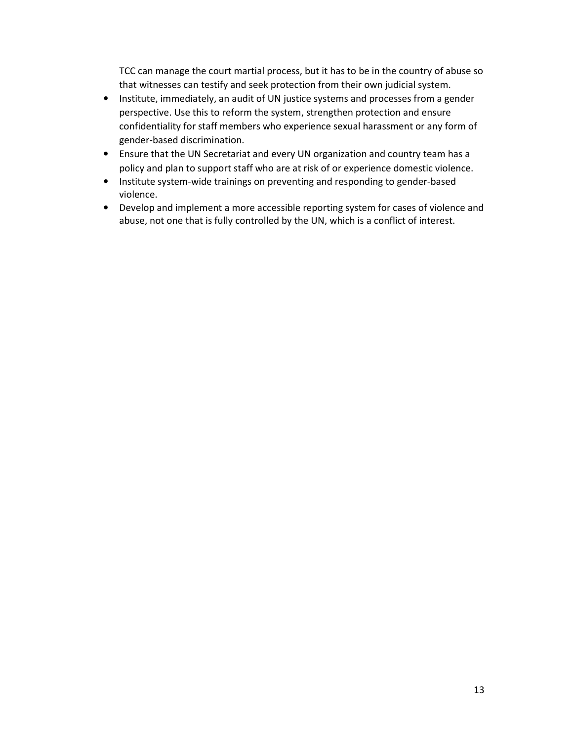TCC can manage the court martial process, but it has to be in the country of abuse so that witnesses can testify and seek protection from their own judicial system.

- Institute, immediately, an audit of UN justice systems and processes from a gender perspective. Use this to reform the system, strengthen protection and ensure confidentiality for staff members who experience sexual harassment or any form of gender-based discrimination.
- Ensure that the UN Secretariat and every UN organization and country team has a policy and plan to support staff who are at risk of or experience domestic violence.
- Institute system-wide trainings on preventing and responding to gender-based violence.
- Develop and implement a more accessible reporting system for cases of violence and abuse, not one that is fully controlled by the UN, which is a conflict of interest.